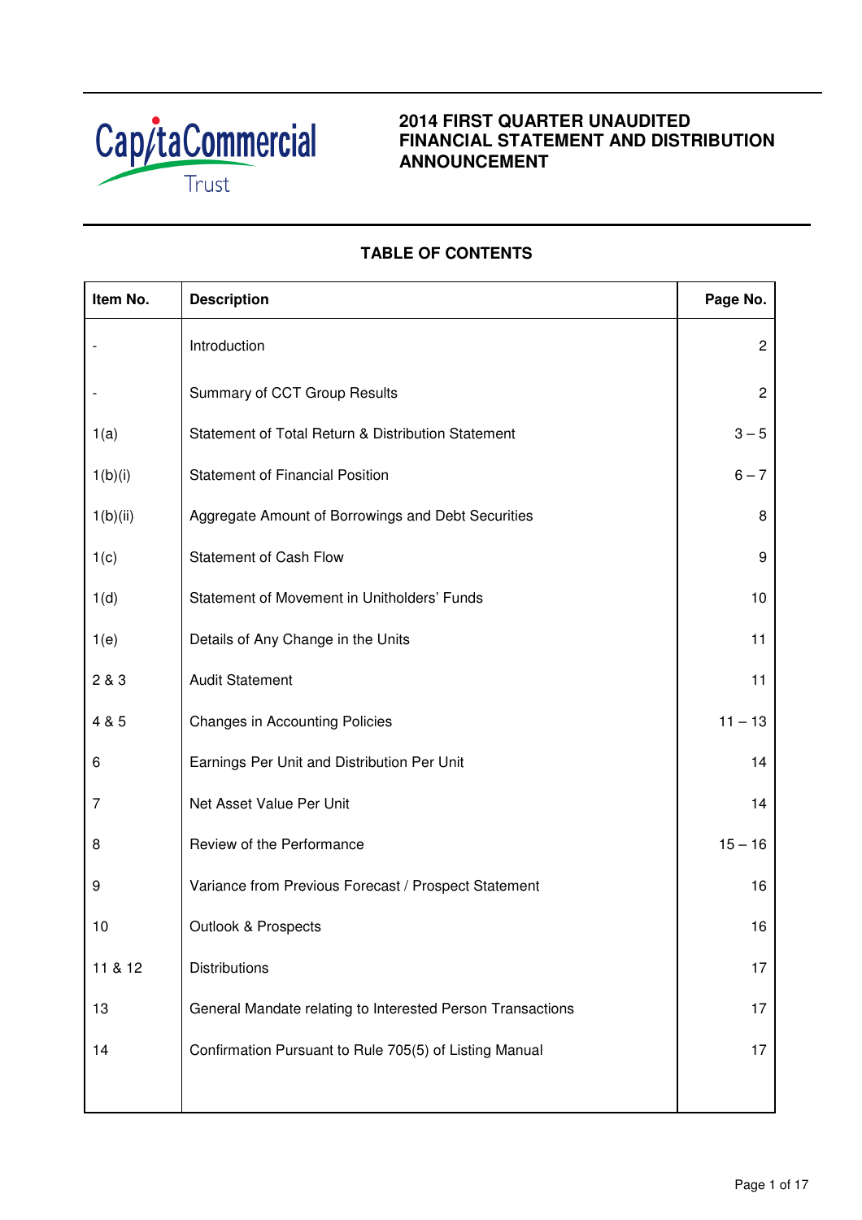CapitaCommercial Trust

# 2014 FIRST QUARTER UNAUDITED FINANCIAL STATEMENT AND DISTRIBUTION ANNOUNCEMENT

## TABLE OF CONTENTS

| Item No. | Description | Page No. |
|---|---|---|
| - | Introduction | 2 |
| - | Summary of CCT Group Results | 2 |
| 1(a) | Statement of Total Return & Distribution Statement | 3 – 5 |
| 1(b)(i) | Statement of Financial Position | 6 – 7 |
| 1(b)(ii) | Aggregate Amount of Borrowings and Debt Securities | 8 |
| 1(c) | Statement of Cash Flow | 9 |
| 1(d) | Statement of Movement in Unitholders' Funds | 10 |
| 1(e) | Details of Any Change in the Units | 11 |
| 2 & 3 | Audit Statement | 11 |
| 4 & 5 | Changes in Accounting Policies | 11 – 13 |
| 6 | Earnings Per Unit and Distribution Per Unit | 14 |
| 7 | Net Asset Value Per Unit | 14 |
| 8 | Review of the Performance | 15 – 16 |
| 9 | Variance from Previous Forecast / Prospect Statement | 16 |
| 10 | Outlook & Prospects | 16 |
| 11 & 12 | Distributions | 17 |
| 13 | General Mandate relating to Interested Person Transactions | 17 |
| 14 | Confirmation Pursuant to Rule 705(5) of Listing Manual | 17 |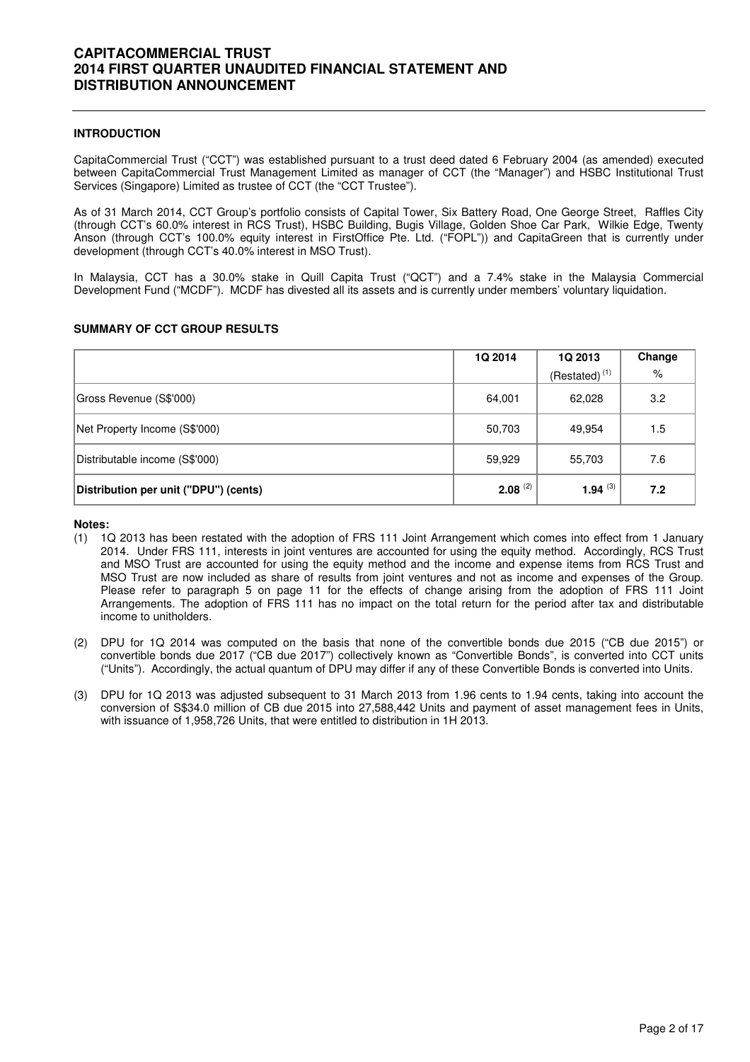# CAPITACOMMERCIAL TRUST
# 2014 FIRST QUARTER UNAUDITED FINANCIAL STATEMENT AND DISTRIBUTION ANNOUNCEMENT

## INTRODUCTION

CapitaCommercial Trust ("CCT") was established pursuant to a trust deed dated 6 February 2004 (as amended) executed between CapitaCommercial Trust Management Limited as manager of CCT (the "Manager") and HSBC Institutional Trust Services (Singapore) Limited as trustee of CCT (the "CCT Trustee").

As of 31 March 2014, CCT Group's portfolio consists of Capital Tower, Six Battery Road, One George Street, Raffles City (through CCT's 60.0% interest in RCS Trust), HSBC Building, Bugis Village, Golden Shoe Car Park, Wilkie Edge, Twenty Anson (through CCT's 100.0% equity interest in FirstOffice Pte. Ltd. ("FOPL")) and CapitaGreen that is currently under development (through CCT's 40.0% interest in MSO Trust).

In Malaysia, CCT has a 30.0% stake in Quill Capita Trust ("QCT") and a 7.4% stake in the Malaysia Commercial Development Fund ("MCDF"). MCDF has divested all its assets and is currently under members' voluntary liquidation.

## SUMMARY OF CCT GROUP RESULTS

| | 1Q 2014 | 1Q 2013 (Restated) (1) | Change % |
|---|---|---|---|
| Gross Revenue (S$'000) | 64,001 | 62,028 | 3.2 |
| Net Property Income (S$'000) | 50,703 | 49,954 | 1.5 |
| Distributable income (S$'000) | 59,929 | 55,703 | 7.6 |
| **Distribution per unit ("DPU") (cents)** | **2.08** (2) | **1.94** (3) | **7.2** |

**Notes:**

(1) 1Q 2013 has been restated with the adoption of FRS 111 Joint Arrangement which comes into effect from 1 January 2014. Under FRS 111, interests in joint ventures are accounted for using the equity method. Accordingly, RCS Trust and MSO Trust are accounted for using the equity method and the income and expense items from RCS Trust and MSO Trust are now included as share of results from joint ventures and not as income and expenses of the Group. Please refer to paragraph 5 on page 11 for the effects of change arising from the adoption of FRS 111 Joint Arrangements. The adoption of FRS 111 has no impact on the total return for the period after tax and distributable income to unitholders.

(2) DPU for 1Q 2014 was computed on the basis that none of the convertible bonds due 2015 ("CB due 2015") or convertible bonds due 2017 ("CB due 2017") collectively known as "Convertible Bonds", is converted into CCT units ("Units"). Accordingly, the actual quantum of DPU may differ if any of these Convertible Bonds is converted into Units.

(3) DPU for 1Q 2013 was adjusted subsequent to 31 March 2013 from 1.96 cents to 1.94 cents, taking into account the conversion of S$34.0 million of CB due 2015 into 27,588,442 Units and payment of asset management fees in Units, with issuance of 1,958,726 Units, that were entitled to distribution in 1H 2013.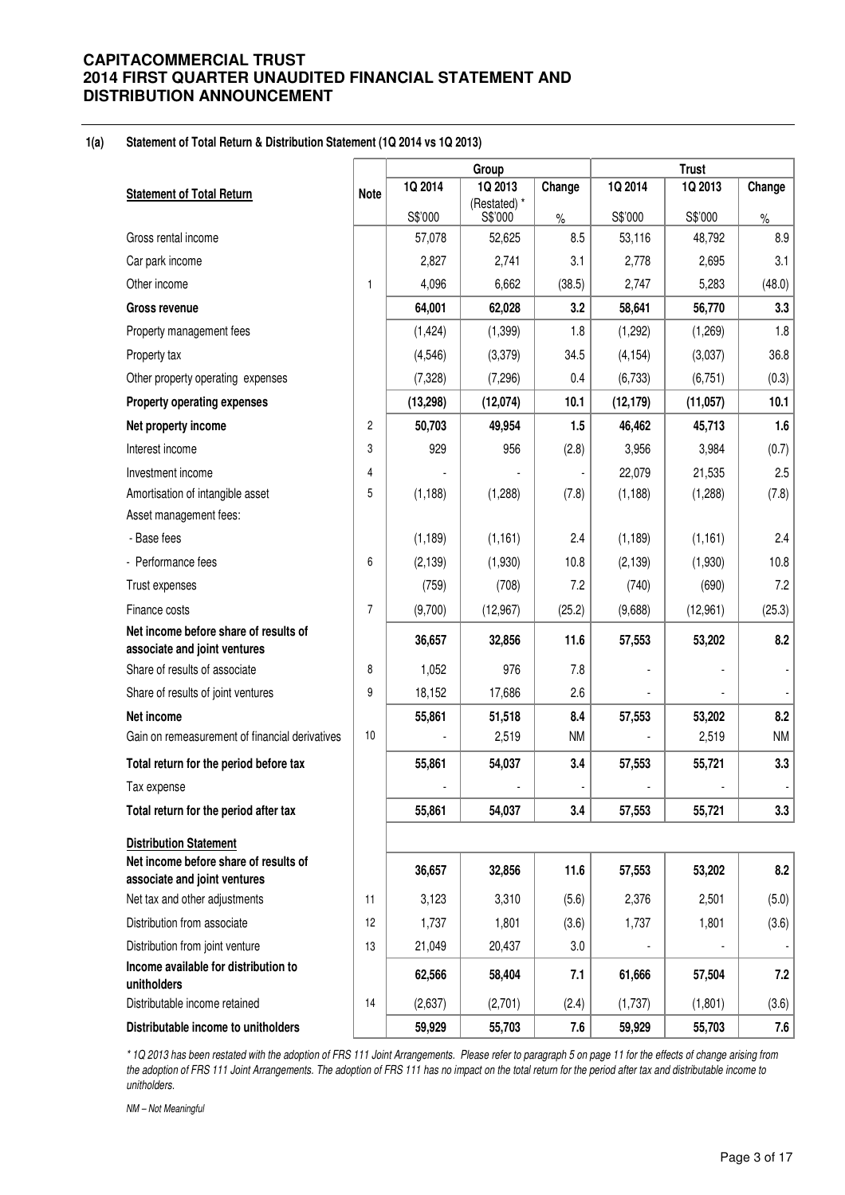## 1(a) Statement of Total Return & Distribution Statement (1Q 2014 vs 1Q 2013)

| Statement of Total Return | Note | Group | | | Trust | | |
|---|---|---|---|---|---|---|---|
| | | 1Q 2014 | 1Q 2013 (Restated) * | Change | 1Q 2014 | 1Q 2013 | Change |
| | | S$'000 | S$'000 | % | S$'000 | S$'000 | % |
| Gross rental income | | 57,078 | 52,625 | 8.5 | 53,116 | 48,792 | 8.9 |
| Car park income | | 2,827 | 2,741 | 3.1 | 2,778 | 2,695 | 3.1 |
| Other income | 1 | 4,096 | 6,662 | (38.5) | 2,747 | 5,283 | (48.0) |
| **Gross revenue** | | **64,001** | **62,028** | **3.2** | **58,641** | **56,770** | **3.3** |
| Property management fees | | (1,424) | (1,399) | 1.8 | (1,292) | (1,269) | 1.8 |
| Property tax | | (4,546) | (3,379) | 34.5 | (4,154) | (3,037) | 36.8 |
| Other property operating expenses | | (7,328) | (7,296) | 0.4 | (6,733) | (6,751) | (0.3) |
| **Property operating expenses** | | **(13,298)** | **(12,074)** | **10.1** | **(12,179)** | **(11,057)** | **10.1** |
| **Net property income** | 2 | **50,703** | **49,954** | **1.5** | **46,462** | **45,713** | **1.6** |
| Interest income | 3 | 929 | 956 | (2.8) | 3,956 | 3,984 | (0.7) |
| Investment income | 4 | - | - | - | 22,079 | 21,535 | 2.5 |
| Amortisation of intangible asset | 5 | (1,188) | (1,288) | (7.8) | (1,188) | (1,288) | (7.8) |
| Asset management fees: | | | | | | | |
| - Base fees | | (1,189) | (1,161) | 2.4 | (1,189) | (1,161) | 2.4 |
| - Performance fees | 6 | (2,139) | (1,930) | 10.8 | (2,139) | (1,930) | 10.8 |
| Trust expenses | | (759) | (708) | 7.2 | (740) | (690) | 7.2 |
| Finance costs | 7 | (9,700) | (12,967) | (25.2) | (9,688) | (12,961) | (25.3) |
| **Net income before share of results of associate and joint ventures** | | **36,657** | **32,856** | **11.6** | **57,553** | **53,202** | **8.2** |
| Share of results of associate | 8 | 1,052 | 976 | 7.8 | - | - | - |
| Share of results of joint ventures | 9 | 18,152 | 17,686 | 2.6 | - | - | - |
| **Net income** | | **55,861** | **51,518** | **8.4** | **57,553** | **53,202** | **8.2** |
| Gain on remeasurement of financial derivatives | 10 | - | 2,519 | NM | - | 2,519 | NM |
| **Total return for the period before tax** | | **55,861** | **54,037** | **3.4** | **57,553** | **55,721** | **3.3** |
| Tax expense | | - | - | - | - | - | - |
| **Total return for the period after tax** | | **55,861** | **54,037** | **3.4** | **57,553** | **55,721** | **3.3** |
| **Distribution Statement** | | | | | | | |
| **Net income before share of results of associate and joint ventures** | | **36,657** | **32,856** | **11.6** | **57,553** | **53,202** | **8.2** |
| Net tax and other adjustments | 11 | 3,123 | 3,310 | (5.6) | 2,376 | 2,501 | (5.0) |
| Distribution from associate | 12 | 1,737 | 1,801 | (3.6) | 1,737 | 1,801 | (3.6) |
| Distribution from joint venture | 13 | 21,049 | 20,437 | 3.0 | - | - | - |
| **Income available for distribution to unitholders** | | **62,566** | **58,404** | **7.1** | **61,666** | **57,504** | **7.2** |
| Distributable income retained | 14 | (2,637) | (2,701) | (2.4) | (1,737) | (1,801) | (3.6) |
| **Distributable income to unitholders** | | **59,929** | **55,703** | **7.6** | **59,929** | **55,703** | **7.6** |

*\* 1Q 2013 has been restated with the adoption of FRS 111 Joint Arrangements. Please refer to paragraph 5 on page 11 for the effects of change arising from the adoption of FRS 111 Joint Arrangements. The adoption of FRS 111 has no impact on the total return for the period after tax and distributable income to unitholders.*

*NM – Not Meaningful*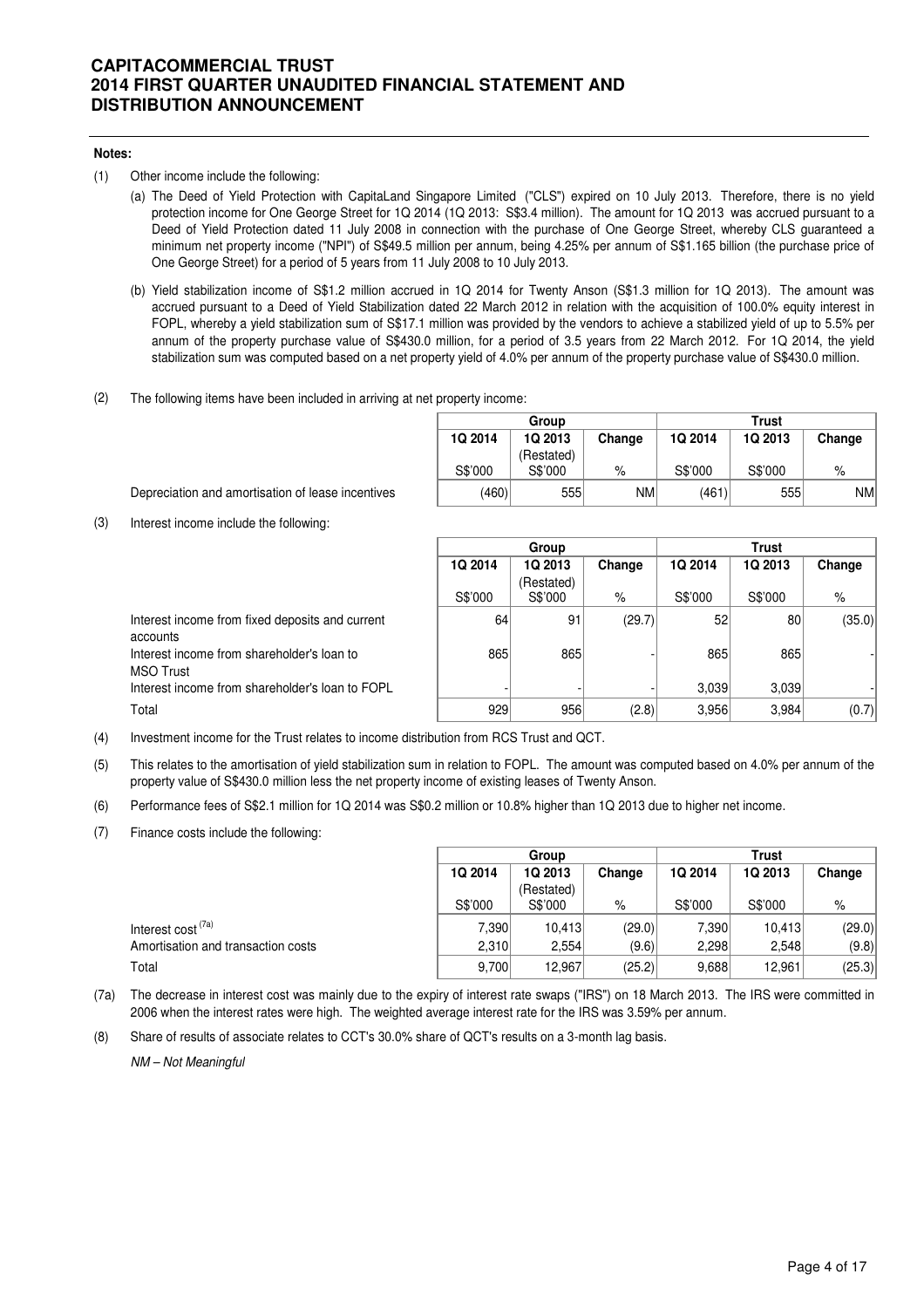**Notes:**

(1) Other income include the following:

(a) The Deed of Yield Protection with CapitaLand Singapore Limited ("CLS") expired on 10 July 2013. Therefore, there is no yield protection income for One George Street for 1Q 2014 (1Q 2013: S$3.4 million). The amount for 1Q 2013 was accrued pursuant to a Deed of Yield Protection dated 11 July 2008 in connection with the purchase of One George Street, whereby CLS guaranteed a minimum net property income ("NPI") of S$49.5 million per annum, being 4.25% per annum of S$1.165 billion (the purchase price of One George Street) for a period of 5 years from 11 July 2008 to 10 July 2013.

(b) Yield stabilization income of S$1.2 million accrued in 1Q 2014 for Twenty Anson (S$1.3 million for 1Q 2013). The amount was accrued pursuant to a Deed of Yield Stabilization dated 22 March 2012 in relation with the acquisition of 100.0% equity interest in FOPL, whereby a yield stabilization sum of S$17.1 million was provided by the vendors to achieve a stabilized yield of up to 5.5% per annum of the property purchase value of S$430.0 million, for a period of 3.5 years from 22 March 2012. For 1Q 2014, the yield stabilization sum was computed based on a net property yield of 4.0% per annum of the property purchase value of S$430.0 million.

(2) The following items have been included in arriving at net property income:

| | Group | | | Trust | | |
|---|---|---|---|---|---|---|
| | 1Q 2014 | 1Q 2013 (Restated) | Change | 1Q 2014 | 1Q 2013 | Change |
| | S$'000 | S$'000 | % | S$'000 | S$'000 | % |
| Depreciation and amortisation of lease incentives | (460) | 555 | NM | (461) | 555 | NM |

(3) Interest income include the following:

| | Group | | | Trust | | |
|---|---|---|---|---|---|---|
| | 1Q 2014 | 1Q 2013 (Restated) | Change | 1Q 2014 | 1Q 2013 | Change |
| | S$'000 | S$'000 | % | S$'000 | S$'000 | % |
| Interest income from fixed deposits and current accounts | 64 | 91 | (29.7) | 52 | 80 | (35.0) |
| Interest income from shareholder's loan to MSO Trust | 865 | 865 | - | 865 | 865 | - |
| Interest income from shareholder's loan to FOPL | - | - | - | 3,039 | 3,039 | - |
| Total | 929 | 956 | (2.8) | 3,956 | 3,984 | (0.7) |

(4) Investment income for the Trust relates to income distribution from RCS Trust and QCT.

(5) This relates to the amortisation of yield stabilization sum in relation to FOPL. The amount was computed based on 4.0% per annum of the property value of S$430.0 million less the net property income of existing leases of Twenty Anson.

(6) Performance fees of S$2.1 million for 1Q 2014 was S$0.2 million or 10.8% higher than 1Q 2013 due to higher net income.

(7) Finance costs include the following:

| | Group | | | Trust | | |
|---|---|---|---|---|---|---|
| | 1Q 2014 | 1Q 2013 (Restated) | Change | 1Q 2014 | 1Q 2013 | Change |
| | S$'000 | S$'000 | % | S$'000 | S$'000 | % |
| Interest cost [(7a)] | 7,390 | 10,413 | (29.0) | 7,390 | 10,413 | (29.0) |
| Amortisation and transaction costs | 2,310 | 2,554 | (9.6) | 2,298 | 2,548 | (9.8) |
| Total | 9,700 | 12,967 | (25.2) | 9,688 | 12,961 | (25.3) |

(7a) The decrease in interest cost was mainly due to the expiry of interest rate swaps ("IRS") on 18 March 2013. The IRS were committed in 2006 when the interest rates were high. The weighted average interest rate for the IRS was 3.59% per annum.

(8) Share of results of associate relates to CCT's 30.0% share of QCT's results on a 3-month lag basis.

*NM – Not Meaningful*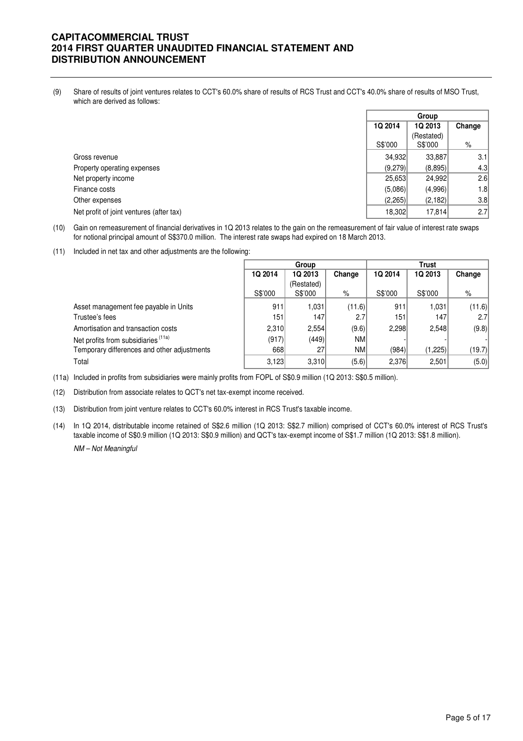(9) Share of results of joint ventures relates to CCT's 60.0% share of results of RCS Trust and CCT's 40.0% share of results of MSO Trust, which are derived as follows:

| | Group | | |
|---|---|---|---|
| | 1Q 2014 | 1Q 2013 (Restated) | Change |
| | S$'000 | S$'000 | % |
| Gross revenue | 34,932 | 33,887 | 3.1 |
| Property operating expenses | (9,279) | (8,895) | 4.3 |
| Net property income | 25,653 | 24,992 | 2.6 |
| Finance costs | (5,086) | (4,996) | 1.8 |
| Other expenses | (2,265) | (2,182) | 3.8 |
| Net profit of joint ventures (after tax) | 18,302 | 17,814 | 2.7 |

(10) Gain on remeasurement of financial derivatives in 1Q 2013 relates to the gain on the remeasurement of fair value of interest rate swaps for notional principal amount of S$370.0 million. The interest rate swaps had expired on 18 March 2013.

(11) Included in net tax and other adjustments are the following:

| | Group | | | Trust | | |
|---|---|---|---|---|---|---|
| | 1Q 2014 | 1Q 2013 (Restated) | Change | 1Q 2014 | 1Q 2013 | Change |
| | S$'000 | S$'000 | % | S$'000 | S$'000 | % |
| Asset management fee payable in Units | 911 | 1,031 | (11.6) | 911 | 1,031 | (11.6) |
| Trustee's fees | 151 | 147 | 2.7 | 151 | 147 | 2.7 |
| Amortisation and transaction costs | 2,310 | 2,554 | (9.6) | 2,298 | 2,548 | (9.8) |
| Net profits from subsidiaries [11a] | (917) | (449) | NM | - | - | - |
| Temporary differences and other adjustments | 668 | 27 | NM | (984) | (1,225) | (19.7) |
| Total | 3,123 | 3,310 | (5.6) | 2,376 | 2,501 | (5.0) |

(11a) Included in profits from subsidiaries were mainly profits from FOPL of S$0.9 million (1Q 2013: S$0.5 million).

(12) Distribution from associate relates to QCT's net tax-exempt income received.

(13) Distribution from joint venture relates to CCT's 60.0% interest in RCS Trust's taxable income.

(14) In 1Q 2014, distributable income retained of S$2.6 million (1Q 2013: S$2.7 million) comprised of CCT's 60.0% interest of RCS Trust's taxable income of S$0.9 million (1Q 2013: S$0.9 million) and QCT's tax-exempt income of S$1.7 million (1Q 2013: S$1.8 million).

*NM – Not Meaningful*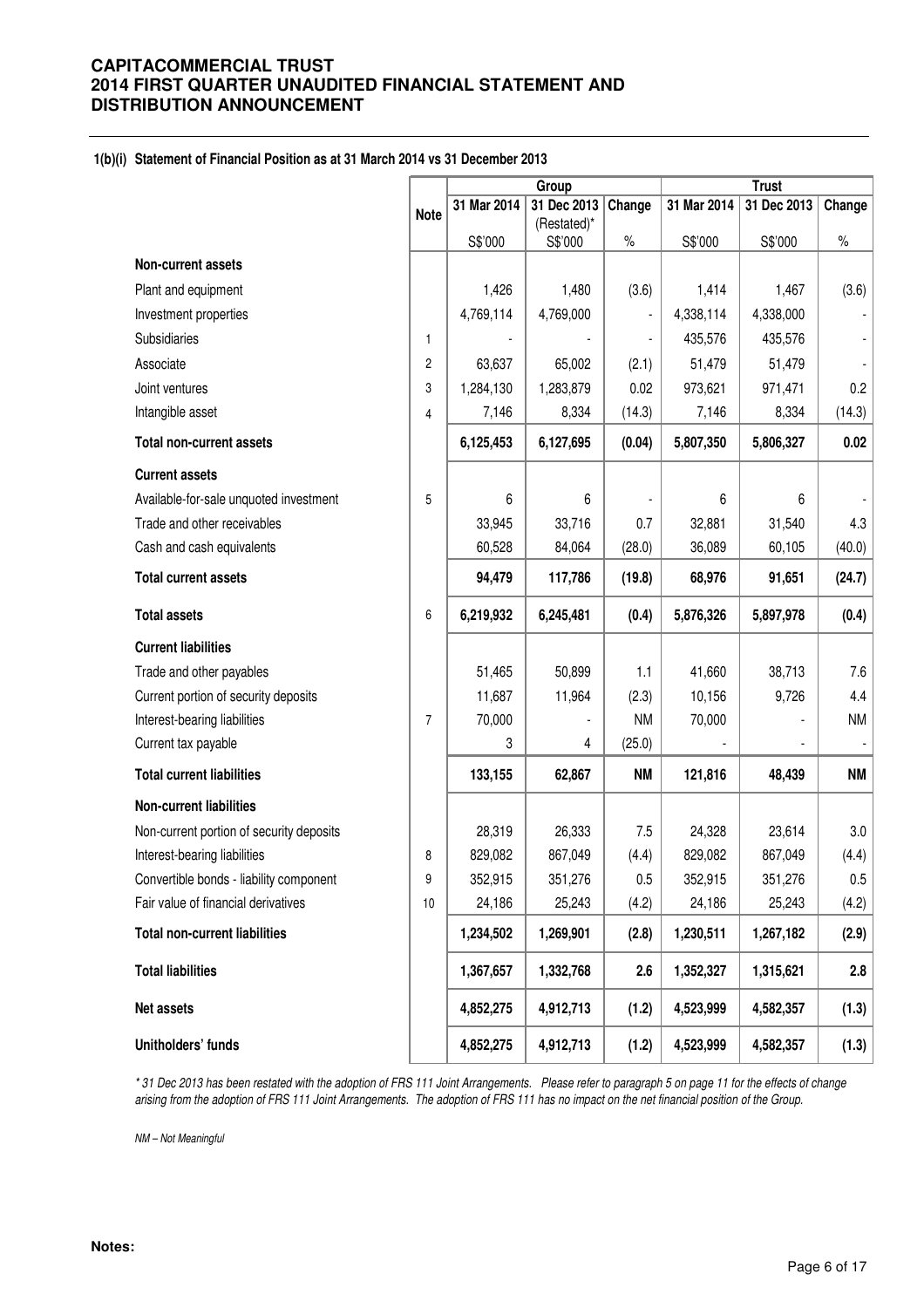**CAPITACOMMERCIAL TRUST**
**2014 FIRST QUARTER UNAUDITED FINANCIAL STATEMENT AND DISTRIBUTION ANNOUNCEMENT**

**1(b)(i) Statement of Financial Position as at 31 March 2014 vs 31 December 2013**

| | Note | Group | | | Trust | | |
|---|---|---|---|---|---|---|---|
| | | 31 Mar 2014 | 31 Dec 2013 (Restated)* | Change | 31 Mar 2014 | 31 Dec 2013 | Change |
| | | S$'000 | S$'000 | % | S$'000 | S$'000 | % |
| **Non-current assets** | | | | | | | |
| Plant and equipment | | 1,426 | 1,480 | (3.6) | 1,414 | 1,467 | (3.6) |
| Investment properties | | 4,769,114 | 4,769,000 | - | 4,338,114 | 4,338,000 | - |
| Subsidiaries | 1 | - | - | - | 435,576 | 435,576 | - |
| Associate | 2 | 63,637 | 65,002 | (2.1) | 51,479 | 51,479 | - |
| Joint ventures | 3 | 1,284,130 | 1,283,879 | 0.02 | 973,621 | 971,471 | 0.2 |
| Intangible asset | 4 | 7,146 | 8,334 | (14.3) | 7,146 | 8,334 | (14.3) |
| **Total non-current assets** | | **6,125,453** | **6,127,695** | **(0.04)** | **5,807,350** | **5,806,327** | **0.02** |
| **Current assets** | | | | | | | |
| Available-for-sale unquoted investment | 5 | 6 | 6 | - | 6 | 6 | - |
| Trade and other receivables | | 33,945 | 33,716 | 0.7 | 32,881 | 31,540 | 4.3 |
| Cash and cash equivalents | | 60,528 | 84,064 | (28.0) | 36,089 | 60,105 | (40.0) |
| **Total current assets** | | **94,479** | **117,786** | **(19.8)** | **68,976** | **91,651** | **(24.7)** |
| **Total assets** | 6 | **6,219,932** | **6,245,481** | **(0.4)** | **5,876,326** | **5,897,978** | **(0.4)** |
| **Current liabilities** | | | | | | | |
| Trade and other payables | | 51,465 | 50,899 | 1.1 | 41,660 | 38,713 | 7.6 |
| Current portion of security deposits | | 11,687 | 11,964 | (2.3) | 10,156 | 9,726 | 4.4 |
| Interest-bearing liabilities | 7 | 70,000 | - | NM | 70,000 | - | NM |
| Current tax payable | | 3 | 4 | (25.0) | - | - | - |
| **Total current liabilities** | | **133,155** | **62,867** | **NM** | **121,816** | **48,439** | **NM** |
| **Non-current liabilities** | | | | | | | |
| Non-current portion of security deposits | | 28,319 | 26,333 | 7.5 | 24,328 | 23,614 | 3.0 |
| Interest-bearing liabilities | 8 | 829,082 | 867,049 | (4.4) | 829,082 | 867,049 | (4.4) |
| Convertible bonds - liability component | 9 | 352,915 | 351,276 | 0.5 | 352,915 | 351,276 | 0.5 |
| Fair value of financial derivatives | 10 | 24,186 | 25,243 | (4.2) | 24,186 | 25,243 | (4.2) |
| **Total non-current liabilities** | | **1,234,502** | **1,269,901** | **(2.8)** | **1,230,511** | **1,267,182** | **(2.9)** |
| **Total liabilities** | | **1,367,657** | **1,332,768** | **2.6** | **1,352,327** | **1,315,621** | **2.8** |
| **Net assets** | | **4,852,275** | **4,912,713** | **(1.2)** | **4,523,999** | **4,582,357** | **(1.3)** |
| **Unitholders' funds** | | **4,852,275** | **4,912,713** | **(1.2)** | **4,523,999** | **4,582,357** | **(1.3)** |

*\* 31 Dec 2013 has been restated with the adoption of FRS 111 Joint Arrangements. Please refer to paragraph 5 on page 11 for the effects of change arising from the adoption of FRS 111 Joint Arrangements. The adoption of FRS 111 has no impact on the net financial position of the Group.*

*NM – Not Meaningful*

**Notes:**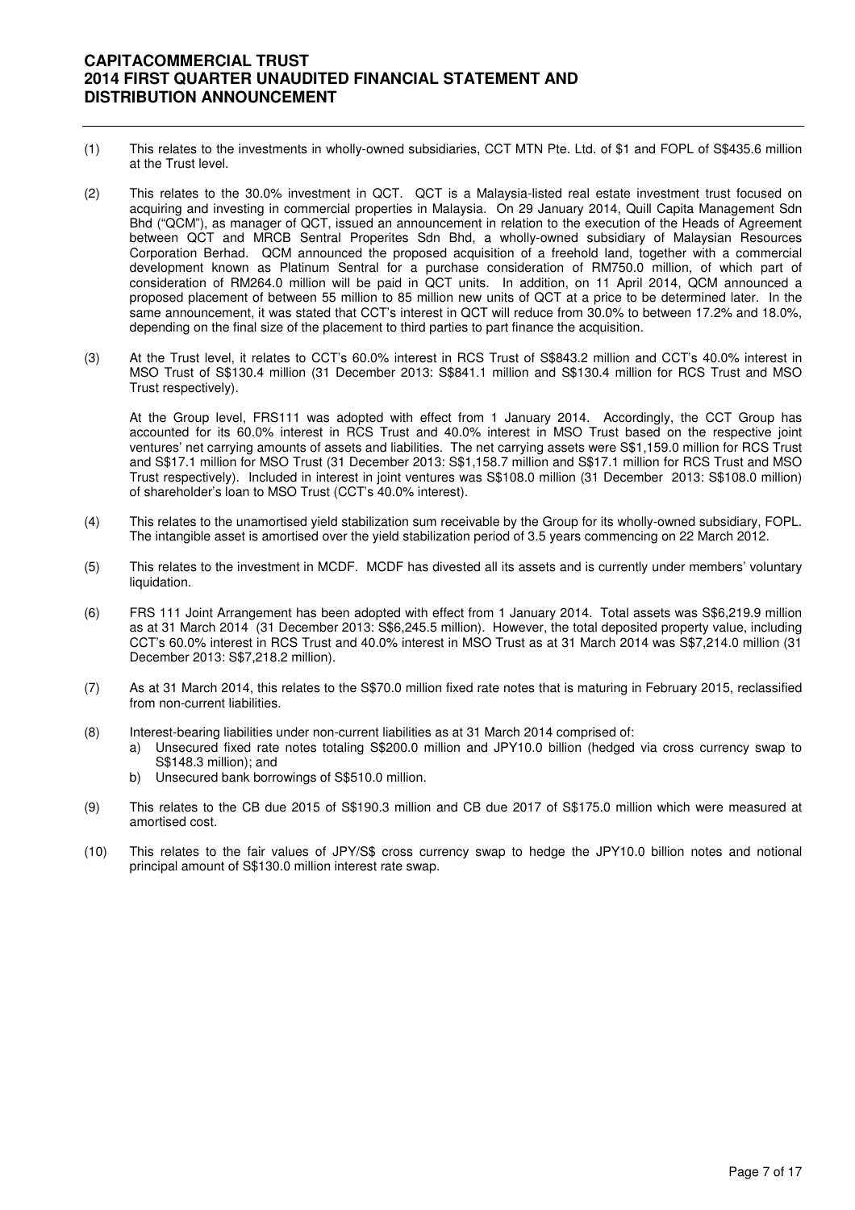(1) This relates to the investments in wholly-owned subsidiaries, CCT MTN Pte. Ltd. of $1 and FOPL of S$435.6 million at the Trust level.

(2) This relates to the 30.0% investment in QCT. QCT is a Malaysia-listed real estate investment trust focused on acquiring and investing in commercial properties in Malaysia. On 29 January 2014, Quill Capita Management Sdn Bhd ("QCM"), as manager of QCT, issued an announcement in relation to the execution of the Heads of Agreement between QCT and MRCB Sentral Properites Sdn Bhd, a wholly-owned subsidiary of Malaysian Resources Corporation Berhad. QCM announced the proposed acquisition of a freehold land, together with a commercial development known as Platinum Sentral for a purchase consideration of RM750.0 million, of which part of consideration of RM264.0 million will be paid in QCT units. In addition, on 11 April 2014, QCM announced a proposed placement of between 55 million to 85 million new units of QCT at a price to be determined later. In the same announcement, it was stated that CCT's interest in QCT will reduce from 30.0% to between 17.2% and 18.0%, depending on the final size of the placement to third parties to part finance the acquisition.

(3) At the Trust level, it relates to CCT's 60.0% interest in RCS Trust of S$843.2 million and CCT's 40.0% interest in MSO Trust of S$130.4 million (31 December 2013: S$841.1 million and S$130.4 million for RCS Trust and MSO Trust respectively).

    At the Group level, FRS111 was adopted with effect from 1 January 2014. Accordingly, the CCT Group has accounted for its 60.0% interest in RCS Trust and 40.0% interest in MSO Trust based on the respective joint ventures' net carrying amounts of assets and liabilities. The net carrying assets were S$1,159.0 million for RCS Trust and S$17.1 million for MSO Trust (31 December 2013: S$1,158.7 million and S$17.1 million for RCS Trust and MSO Trust respectively). Included in interest in joint ventures was S$108.0 million (31 December 2013: S$108.0 million) of shareholder's loan to MSO Trust (CCT's 40.0% interest).

(4) This relates to the unamortised yield stabilization sum receivable by the Group for its wholly-owned subsidiary, FOPL. The intangible asset is amortised over the yield stabilization period of 3.5 years commencing on 22 March 2012.

(5) This relates to the investment in MCDF. MCDF has divested all its assets and is currently under members' voluntary liquidation.

(6) FRS 111 Joint Arrangement has been adopted with effect from 1 January 2014. Total assets was S$6,219.9 million as at 31 March 2014 (31 December 2013: S$6,245.5 million). However, the total deposited property value, including CCT's 60.0% interest in RCS Trust and 40.0% interest in MSO Trust as at 31 March 2014 was S$7,214.0 million (31 December 2013: S$7,218.2 million).

(7) As at 31 March 2014, this relates to the S$70.0 million fixed rate notes that is maturing in February 2015, reclassified from non-current liabilities.

(8) Interest-bearing liabilities under non-current liabilities as at 31 March 2014 comprised of:
    a) Unsecured fixed rate notes totaling S$200.0 million and JPY10.0 billion (hedged via cross currency swap to S$148.3 million); and
    b) Unsecured bank borrowings of S$510.0 million.

(9) This relates to the CB due 2015 of S$190.3 million and CB due 2017 of S$175.0 million which were measured at amortised cost.

(10) This relates to the fair values of JPY/S$ cross currency swap to hedge the JPY10.0 billion notes and notional principal amount of S$130.0 million interest rate swap.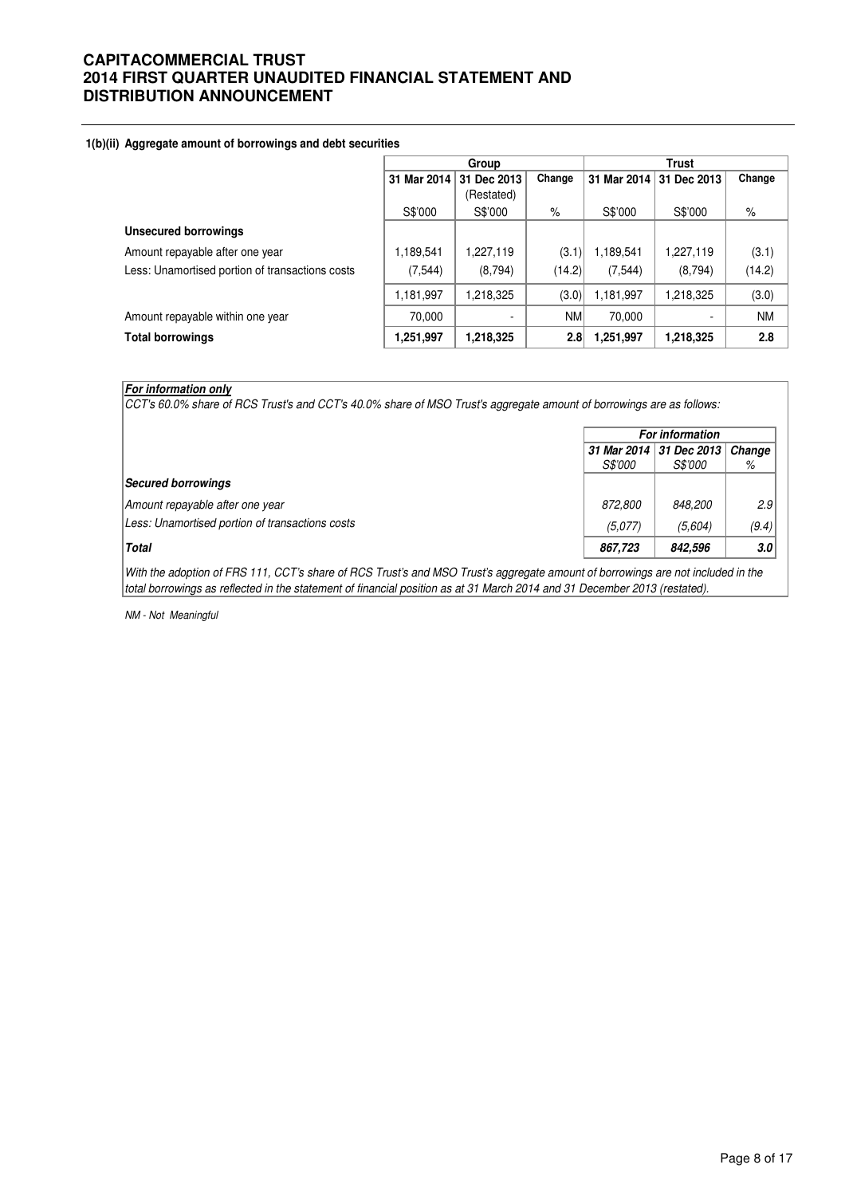#### 1(b)(ii) Aggregate amount of borrowings and debt securities

| | Group | | | Trust | | |
|---|---|---|---|---|---|---|
| | 31 Mar 2014 | 31 Dec 2013 (Restated) | Change | 31 Mar 2014 | 31 Dec 2013 | Change |
| | S$'000 | S$'000 | % | S$'000 | S$'000 | % |
| **Unsecured borrowings** | | | | | | |
| Amount repayable after one year | 1,189,541 | 1,227,119 | (3.1) | 1,189,541 | 1,227,119 | (3.1) |
| Less: Unamortised portion of transactions costs | (7,544) | (8,794) | (14.2) | (7,544) | (8,794) | (14.2) |
| | 1,181,997 | 1,218,325 | (3.0) | 1,181,997 | 1,218,325 | (3.0) |
| Amount repayable within one year | 70,000 | - | NM | 70,000 | - | NM |
| **Total borrowings** | **1,251,997** | **1,218,325** | **2.8** | **1,251,997** | **1,218,325** | **2.8** |

***For information only***

*CCT's 60.0% share of RCS Trust's and CCT's 40.0% share of MSO Trust's aggregate amount of borrowings are as follows:*

| | *For information* | | |
|---|---|---|---|
| | *31 Mar 2014* | *31 Dec 2013* | *Change* |
| | *S$'000* | *S$'000* | *%* |
| ***Secured borrowings*** | | | |
| *Amount repayable after one year* | *872,800* | *848,200* | *2.9* |
| *Less: Unamortised portion of transactions costs* | *(5,077)* | *(5,604)* | *(9.4)* |
| ***Total*** | ***867,723*** | ***842,596*** | ***3.0*** |

*With the adoption of FRS 111, CCT's share of RCS Trust's and MSO Trust's aggregate amount of borrowings are not included in the total borrowings as reflected in the statement of financial position as at 31 March 2014 and 31 December 2013 (restated).*

*NM - Not Meaningful*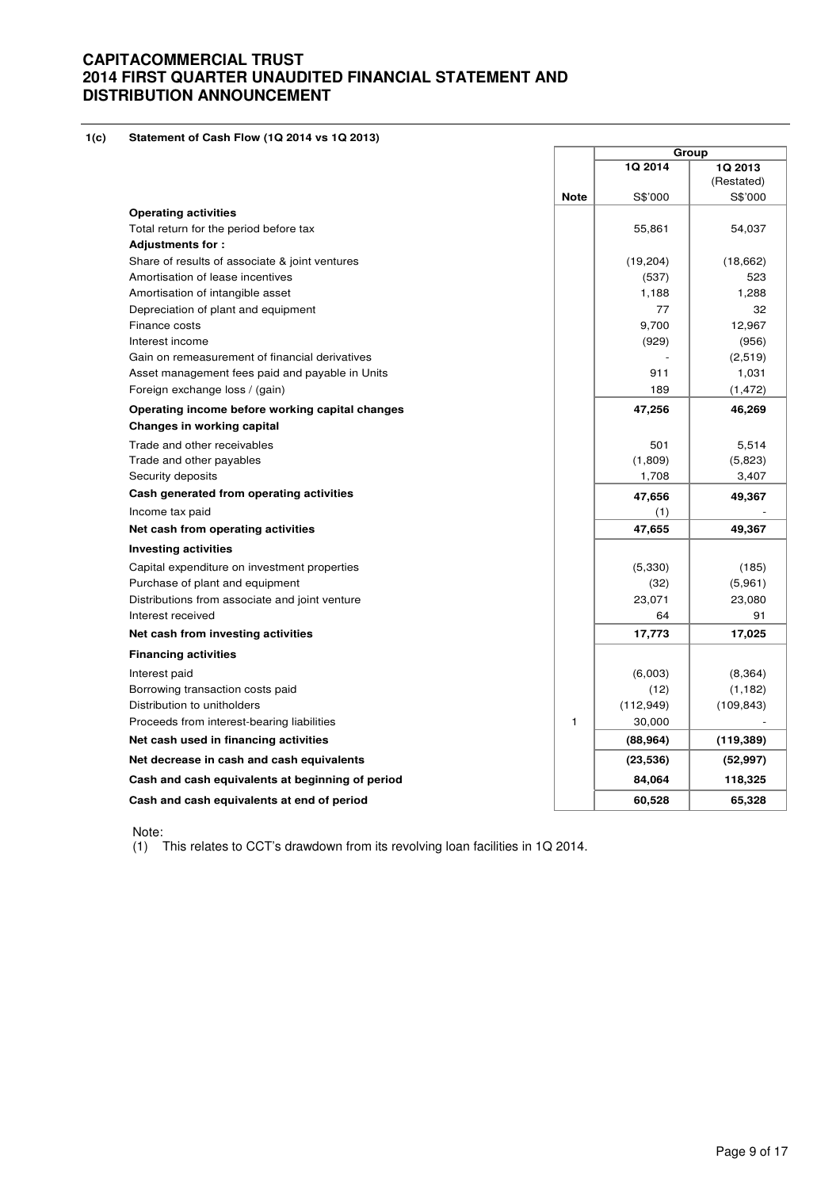## 1(c) Statement of Cash Flow (1Q 2014 vs 1Q 2013)

| | Note | Group | |
|---|---|---|---|
| | | 1Q 2014 | 1Q 2013 (Restated) |
| | | S$'000 | S$'000 |
| **Operating activities** | | | |
| Total return for the period before tax | | 55,861 | 54,037 |
| **Adjustments for :** | | | |
| Share of results of associate & joint ventures | | (19,204) | (18,662) |
| Amortisation of lease incentives | | (537) | 523 |
| Amortisation of intangible asset | | 1,188 | 1,288 |
| Depreciation of plant and equipment | | 77 | 32 |
| Finance costs | | 9,700 | 12,967 |
| Interest income | | (929) | (956) |
| Gain on remeasurement of financial derivatives | | - | (2,519) |
| Asset management fees paid and payable in Units | | 911 | 1,031 |
| Foreign exchange loss / (gain) | | 189 | (1,472) |
| **Operating income before working capital changes** | | **47,256** | **46,269** |
| **Changes in working capital** | | | |
| Trade and other receivables | | 501 | 5,514 |
| Trade and other payables | | (1,809) | (5,823) |
| Security deposits | | 1,708 | 3,407 |
| **Cash generated from operating activities** | | **47,656** | **49,367** |
| Income tax paid | | (1) | - |
| **Net cash from operating activities** | | **47,655** | **49,367** |
| **Investing activities** | | | |
| Capital expenditure on investment properties | | (5,330) | (185) |
| Purchase of plant and equipment | | (32) | (5,961) |
| Distributions from associate and joint venture | | 23,071 | 23,080 |
| Interest received | | 64 | 91 |
| **Net cash from investing activities** | | **17,773** | **17,025** |
| **Financing activities** | | | |
| Interest paid | | (6,003) | (8,364) |
| Borrowing transaction costs paid | | (12) | (1,182) |
| Distribution to unitholders | | (112,949) | (109,843) |
| Proceeds from interest-bearing liabilities | 1 | 30,000 | - |
| **Net cash used in financing activities** | | **(88,964)** | **(119,389)** |
| **Net decrease in cash and cash equivalents** | | **(23,536)** | **(52,997)** |
| **Cash and cash equivalents at beginning of period** | | **84,064** | **118,325** |
| **Cash and cash equivalents at end of period** | | **60,528** | **65,328** |

Note:

(1) This relates to CCT's drawdown from its revolving loan facilities in 1Q 2014.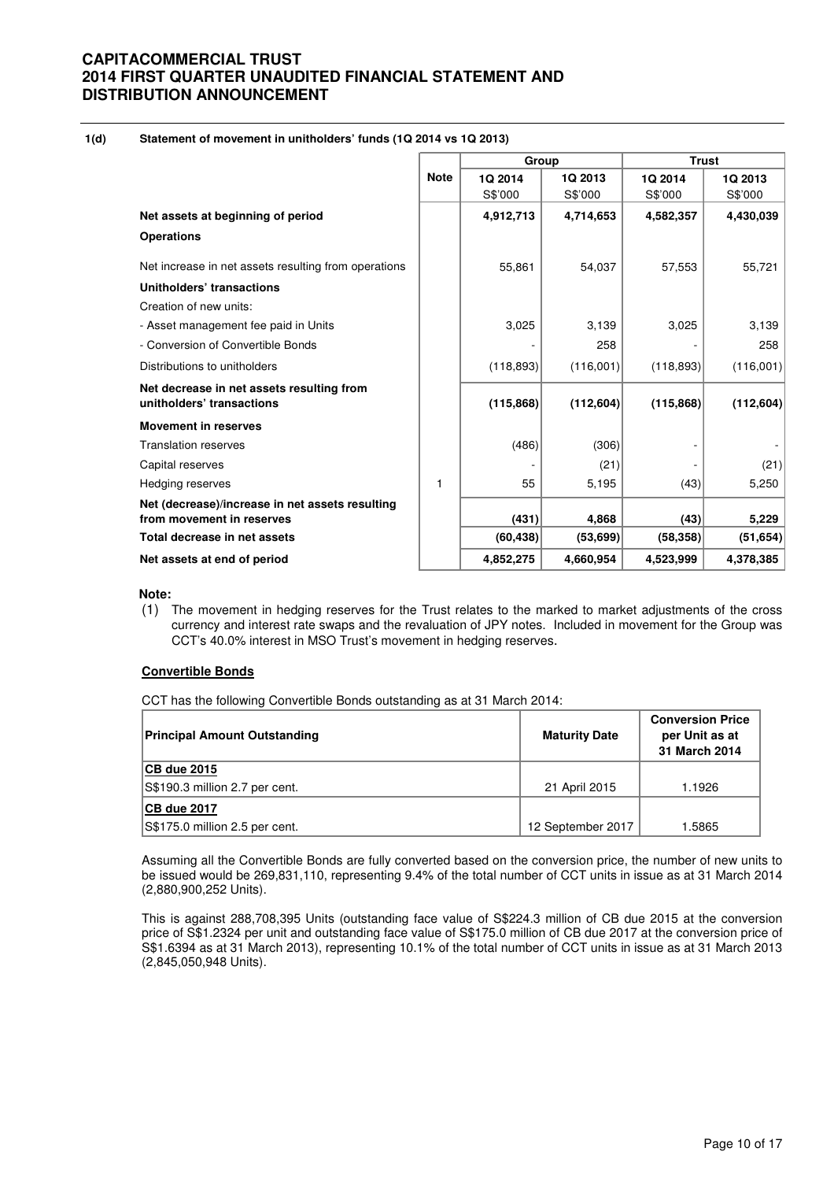**1(d) Statement of movement in unitholders' funds (1Q 2014 vs 1Q 2013)**

| | Note | Group | | Trust | |
|---|---|---|---|---|---|
| | | 1Q 2014 S$'000 | 1Q 2013 S$'000 | 1Q 2014 S$'000 | 1Q 2013 S$'000 |
| **Net assets at beginning of period** | | **4,912,713** | **4,714,653** | **4,582,357** | **4,430,039** |
| **Operations** | | | | | |
| Net increase in net assets resulting from operations | | 55,861 | 54,037 | 57,553 | 55,721 |
| **Unitholders' transactions** | | | | | |
| Creation of new units: | | | | | |
| - Asset management fee paid in Units | | 3,025 | 3,139 | 3,025 | 3,139 |
| - Conversion of Convertible Bonds | | - | 258 | - | 258 |
| Distributions to unitholders | | (118,893) | (116,001) | (118,893) | (116,001) |
| **Net decrease in net assets resulting from unitholders' transactions** | | **(115,868)** | **(112,604)** | **(115,868)** | **(112,604)** |
| **Movement in reserves** | | | | | |
| Translation reserves | | (486) | (306) | - | - |
| Capital reserves | | - | (21) | - | (21) |
| Hedging reserves | 1 | 55 | 5,195 | (43) | 5,250 |
| **Net (decrease)/increase in net assets resulting from movement in reserves** | | **(431)** | **4,868** | **(43)** | **5,229** |
| **Total decrease in net assets** | | **(60,438)** | **(53,699)** | **(58,358)** | **(51,654)** |
| **Net assets at end of period** | | **4,852,275** | **4,660,954** | **4,523,999** | **4,378,385** |

**Note:**

(1) The movement in hedging reserves for the Trust relates to the marked to market adjustments of the cross currency and interest rate swaps and the revaluation of JPY notes. Included in movement for the Group was CCT's 40.0% interest in MSO Trust's movement in hedging reserves.

**Convertible Bonds**

CCT has the following Convertible Bonds outstanding as at 31 March 2014:

| Principal Amount Outstanding | Maturity Date | Conversion Price per Unit as at 31 March 2014 |
|---|---|---|
| **CB due 2015** | | |
| S$190.3 million 2.7 per cent. | 21 April 2015 | 1.1926 |
| **CB due 2017** | | |
| S$175.0 million 2.5 per cent. | 12 September 2017 | 1.5865 |

Assuming all the Convertible Bonds are fully converted based on the conversion price, the number of new units to be issued would be 269,831,110, representing 9.4% of the total number of CCT units in issue as at 31 March 2014 (2,880,900,252 Units).

This is against 288,708,395 Units (outstanding face value of S$224.3 million of CB due 2015 at the conversion price of S$1.2324 per unit and outstanding face value of S$175.0 million of CB due 2017 at the conversion price of S$1.6394 as at 31 March 2013), representing 10.1% of the total number of CCT units in issue as at 31 March 2013 (2,845,050,948 Units).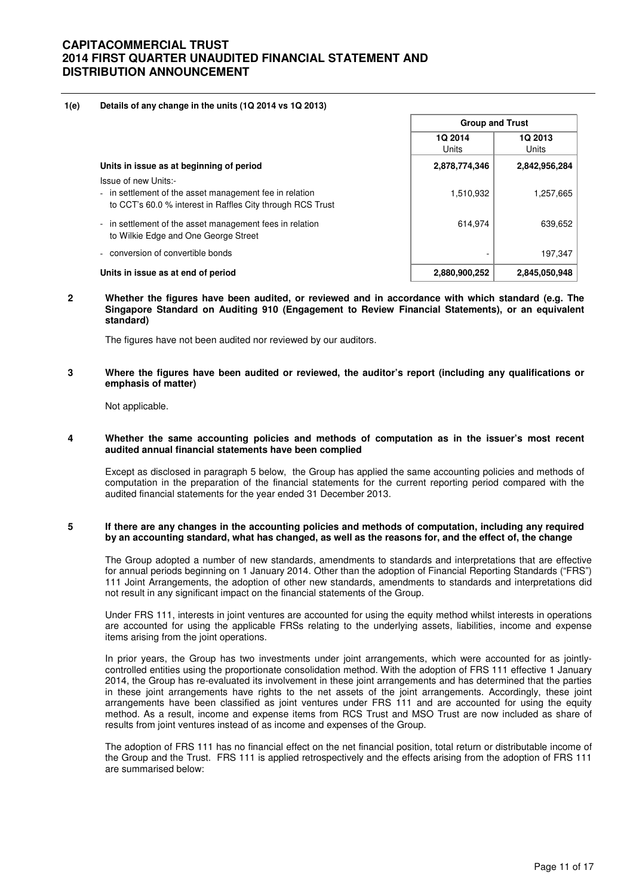**1(e) Details of any change in the units (1Q 2014 vs 1Q 2013)**

| | Group and Trust | |
|---|---|---|
| | 1Q 2014<br>Units | 1Q 2013<br>Units |
| **Units in issue as at beginning of period** | **2,878,774,346** | **2,842,956,284** |
| Issue of new Units:- | | |
| - in settlement of the asset management fee in relation to CCT's 60.0 % interest in Raffles City through RCS Trust | 1,510,932 | 1,257,665 |
| - in settlement of the asset management fees in relation to Wilkie Edge and One George Street | 614,974 | 639,652 |
| - conversion of convertible bonds | - | 197,347 |
| **Units in issue as at end of period** | **2,880,900,252** | **2,845,050,948** |

**2 Whether the figures have been audited, or reviewed and in accordance with which standard (e.g. The Singapore Standard on Auditing 910 (Engagement to Review Financial Statements), or an equivalent standard)**

The figures have not been audited nor reviewed by our auditors.

**3 Where the figures have been audited or reviewed, the auditor's report (including any qualifications or emphasis of matter)**

Not applicable.

**4 Whether the same accounting policies and methods of computation as in the issuer's most recent audited annual financial statements have been complied**

Except as disclosed in paragraph 5 below, the Group has applied the same accounting policies and methods of computation in the preparation of the financial statements for the current reporting period compared with the audited financial statements for the year ended 31 December 2013.

**5 If there are any changes in the accounting policies and methods of computation, including any required by an accounting standard, what has changed, as well as the reasons for, and the effect of, the change**

The Group adopted a number of new standards, amendments to standards and interpretations that are effective for annual periods beginning on 1 January 2014. Other than the adoption of Financial Reporting Standards ("FRS") 111 Joint Arrangements, the adoption of other new standards, amendments to standards and interpretations did not result in any significant impact on the financial statements of the Group.

Under FRS 111, interests in joint ventures are accounted for using the equity method whilst interests in operations are accounted for using the applicable FRSs relating to the underlying assets, liabilities, income and expense items arising from the joint operations.

In prior years, the Group has two investments under joint arrangements, which were accounted for as jointly-controlled entities using the proportionate consolidation method. With the adoption of FRS 111 effective 1 January 2014, the Group has re-evaluated its involvement in these joint arrangements and has determined that the parties in these joint arrangements have rights to the net assets of the joint arrangements. Accordingly, these joint arrangements have been classified as joint ventures under FRS 111 and are accounted for using the equity method. As a result, income and expense items from RCS Trust and MSO Trust are now included as share of results from joint ventures instead of as income and expenses of the Group.

The adoption of FRS 111 has no financial effect on the net financial position, total return or distributable income of the Group and the Trust. FRS 111 is applied retrospectively and the effects arising from the adoption of FRS 111 are summarised below: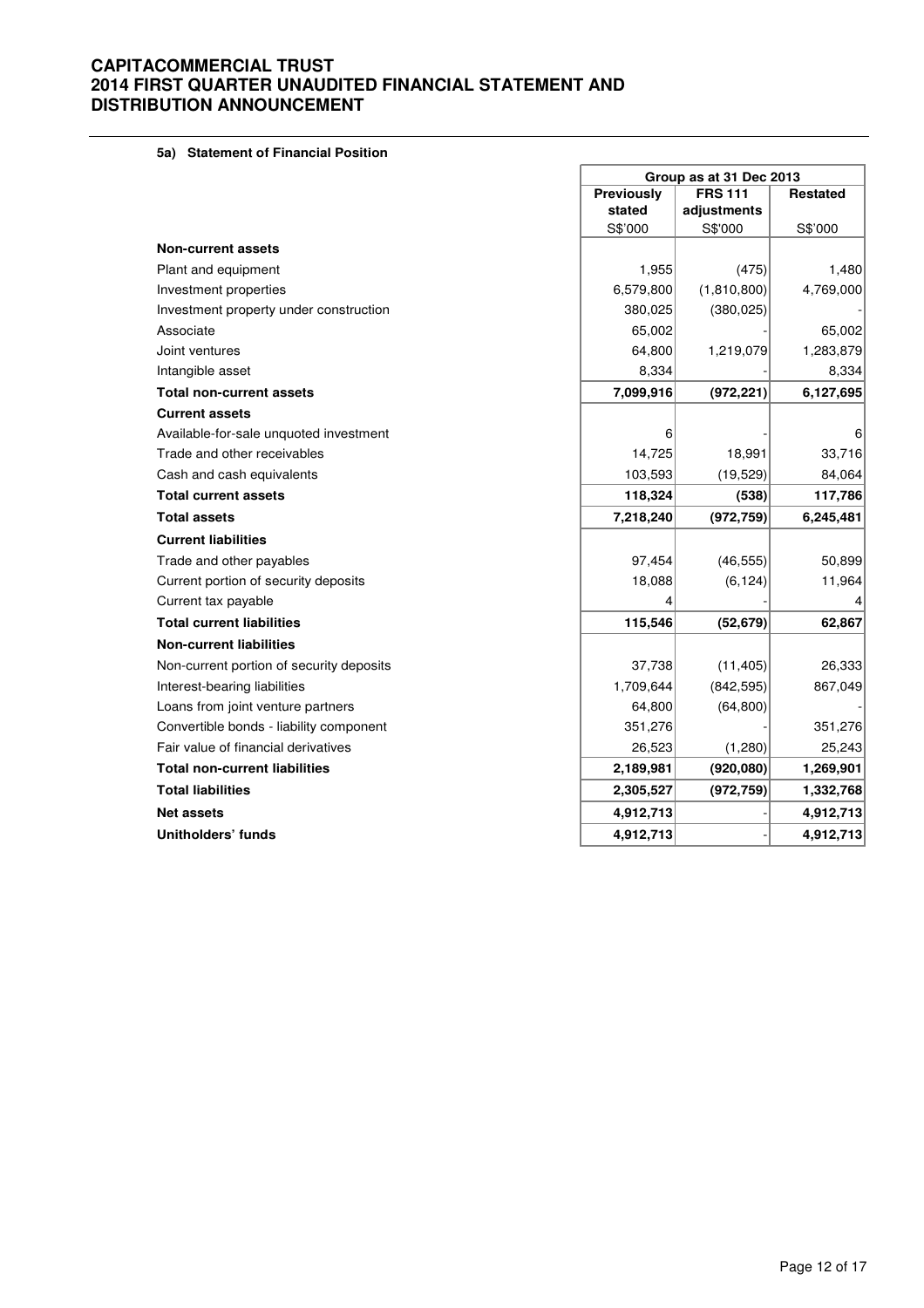# CAPITACOMMERCIAL TRUST
# 2014 FIRST QUARTER UNAUDITED FINANCIAL STATEMENT AND DISTRIBUTION ANNOUNCEMENT

### 5a) Statement of Financial Position

| | Group as at 31 Dec 2013 | | |
|---|---|---|---|
| | Previously stated | FRS 111 adjustments | Restated |
| | S$'000 | S$'000 | S$'000 |
| **Non-current assets** | | | |
| Plant and equipment | 1,955 | (475) | 1,480 |
| Investment properties | 6,579,800 | (1,810,800) | 4,769,000 |
| Investment property under construction | 380,025 | (380,025) | - |
| Associate | 65,002 | - | 65,002 |
| Joint ventures | 64,800 | 1,219,079 | 1,283,879 |
| Intangible asset | 8,334 | - | 8,334 |
| **Total non-current assets** | **7,099,916** | **(972,221)** | **6,127,695** |
| **Current assets** | | | |
| Available-for-sale unquoted investment | 6 | - | 6 |
| Trade and other receivables | 14,725 | 18,991 | 33,716 |
| Cash and cash equivalents | 103,593 | (19,529) | 84,064 |
| **Total current assets** | **118,324** | **(538)** | **117,786** |
| **Total assets** | **7,218,240** | **(972,759)** | **6,245,481** |
| **Current liabilities** | | | |
| Trade and other payables | 97,454 | (46,555) | 50,899 |
| Current portion of security deposits | 18,088 | (6,124) | 11,964 |
| Current tax payable | 4 | - | 4 |
| **Total current liabilities** | **115,546** | **(52,679)** | **62,867** |
| **Non-current liabilities** | | | |
| Non-current portion of security deposits | 37,738 | (11,405) | 26,333 |
| Interest-bearing liabilities | 1,709,644 | (842,595) | 867,049 |
| Loans from joint venture partners | 64,800 | (64,800) | - |
| Convertible bonds - liability component | 351,276 | - | 351,276 |
| Fair value of financial derivatives | 26,523 | (1,280) | 25,243 |
| **Total non-current liabilities** | **2,189,981** | **(920,080)** | **1,269,901** |
| **Total liabilities** | **2,305,527** | **(972,759)** | **1,332,768** |
| **Net assets** | **4,912,713** | - | **4,912,713** |
| **Unitholders' funds** | **4,912,713** | - | **4,912,713** |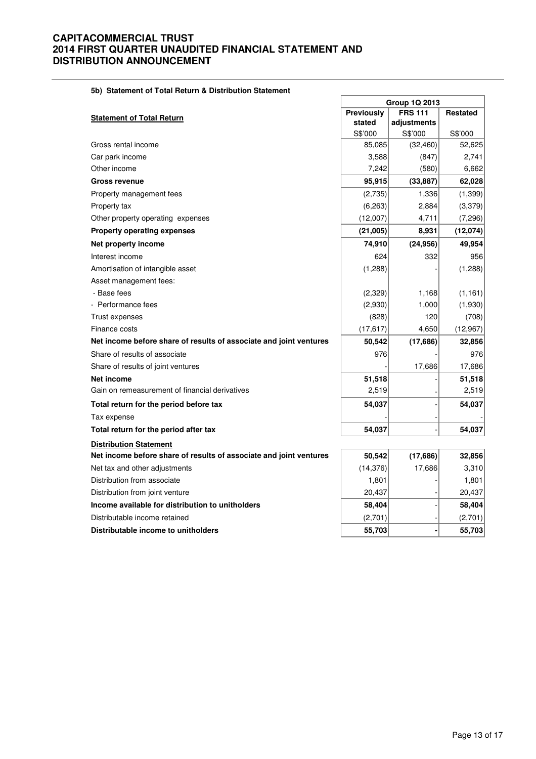### 5b) Statement of Total Return & Distribution Statement

| Statement of Total Return | Group 1Q 2013 | | |
|---|---|---|---|
| | Previously stated | FRS 111 adjustments | Restated |
| | S$'000 | S$'000 | S$'000 |
| Gross rental income | 85,085 | (32,460) | 52,625 |
| Car park income | 3,588 | (847) | 2,741 |
| Other income | 7,242 | (580) | 6,662 |
| **Gross revenue** | **95,915** | **(33,887)** | **62,028** |
| Property management fees | (2,735) | 1,336 | (1,399) |
| Property tax | (6,263) | 2,884 | (3,379) |
| Other property operating expenses | (12,007) | 4,711 | (7,296) |
| **Property operating expenses** | **(21,005)** | **8,931** | **(12,074)** |
| **Net property income** | **74,910** | **(24,956)** | **49,954** |
| Interest income | 624 | 332 | 956 |
| Amortisation of intangible asset | (1,288) | - | (1,288) |
| Asset management fees: | | | |
| - Base fees | (2,329) | 1,168 | (1,161) |
| - Performance fees | (2,930) | 1,000 | (1,930) |
| Trust expenses | (828) | 120 | (708) |
| Finance costs | (17,617) | 4,650 | (12,967) |
| **Net income before share of results of associate and joint ventures** | **50,542** | **(17,686)** | **32,856** |
| Share of results of associate | 976 | - | 976 |
| Share of results of joint ventures | - | 17,686 | 17,686 |
| **Net income** | **51,518** | - | **51,518** |
| Gain on remeasurement of financial derivatives | 2,519 | - | 2,519 |
| **Total return for the period before tax** | **54,037** | - | **54,037** |
| Tax expense | - | - | - |
| **Total return for the period after tax** | **54,037** | - | **54,037** |
| **Distribution Statement** | | | |
| **Net income before share of results of associate and joint ventures** | **50,542** | **(17,686)** | **32,856** |
| Net tax and other adjustments | (14,376) | 17,686 | 3,310 |
| Distribution from associate | 1,801 | - | 1,801 |
| Distribution from joint venture | 20,437 | - | 20,437 |
| **Income available for distribution to unitholders** | **58,404** | - | **58,404** |
| Distributable income retained | (2,701) | - | (2,701) |
| **Distributable income to unitholders** | **55,703** | **-** | **55,703** |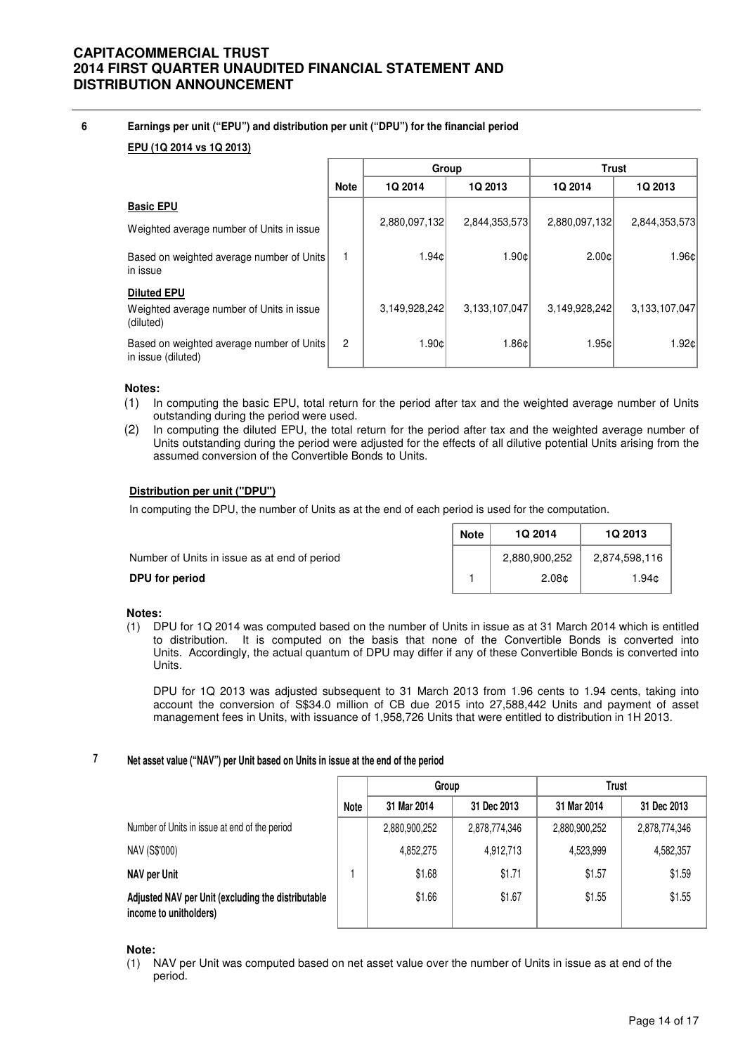## 6 Earnings per unit ("EPU") and distribution per unit ("DPU") for the financial period

**EPU (1Q 2014 vs 1Q 2013)**

| | Note | Group | | Trust | |
|---|---|---|---|---|---|
| | | 1Q 2014 | 1Q 2013 | 1Q 2014 | 1Q 2013 |
| **Basic EPU** | | | | | |
| Weighted average number of Units in issue | | 2,880,097,132 | 2,844,353,573 | 2,880,097,132 | 2,844,353,573 |
| Based on weighted average number of Units in issue | 1 | 1.94¢ | 1.90¢ | 2.00¢ | 1.96¢ |
| **Diluted EPU** | | | | | |
| Weighted average number of Units in issue (diluted) | | 3,149,928,242 | 3,133,107,047 | 3,149,928,242 | 3,133,107,047 |
| Based on weighted average number of Units in issue (diluted) | 2 | 1.90¢ | 1.86¢ | 1.95¢ | 1.92¢ |

**Notes:**

(1) In computing the basic EPU, total return for the period after tax and the weighted average number of Units outstanding during the period were used.

(2) In computing the diluted EPU, the total return for the period after tax and the weighted average number of Units outstanding during the period were adjusted for the effects of all dilutive potential Units arising from the assumed conversion of the Convertible Bonds to Units.

**Distribution per unit ("DPU")**

In computing the DPU, the number of Units as at the end of each period is used for the computation.

| | Note | 1Q 2014 | 1Q 2013 |
|---|---|---|---|
| Number of Units in issue as at end of period | | 2,880,900,252 | 2,874,598,116 |
| **DPU for period** | 1 | 2.08¢ | 1.94¢ |

**Notes:**

(1) DPU for 1Q 2014 was computed based on the number of Units in issue as at 31 March 2014 which is entitled to distribution. It is computed on the basis that none of the Convertible Bonds is converted into Units. Accordingly, the actual quantum of DPU may differ if any of these Convertible Bonds is converted into Units.

DPU for 1Q 2013 was adjusted subsequent to 31 March 2013 from 1.96 cents to 1.94 cents, taking into account the conversion of S$34.0 million of CB due 2015 into 27,588,442 Units and payment of asset management fees in Units, with issuance of 1,958,726 Units that were entitled to distribution in 1H 2013.

## 7 Net asset value ("NAV") per Unit based on Units in issue at the end of the period

| | Note | Group | | Trust | |
|---|---|---|---|---|---|
| | | 31 Mar 2014 | 31 Dec 2013 | 31 Mar 2014 | 31 Dec 2013 |
| Number of Units in issue at end of the period | | 2,880,900,252 | 2,878,774,346 | 2,880,900,252 | 2,878,774,346 |
| NAV (S$'000) | | 4,852,275 | 4,912,713 | 4,523,999 | 4,582,357 |
| **NAV per Unit** | 1 | $1.68 | $1.71 | $1.57 | $1.59 |
| **Adjusted NAV per Unit (excluding the distributable income to unitholders)** | | $1.66 | $1.67 | $1.55 | $1.55 |

**Note:**

(1) NAV per Unit was computed based on net asset value over the number of Units in issue as at end of the period.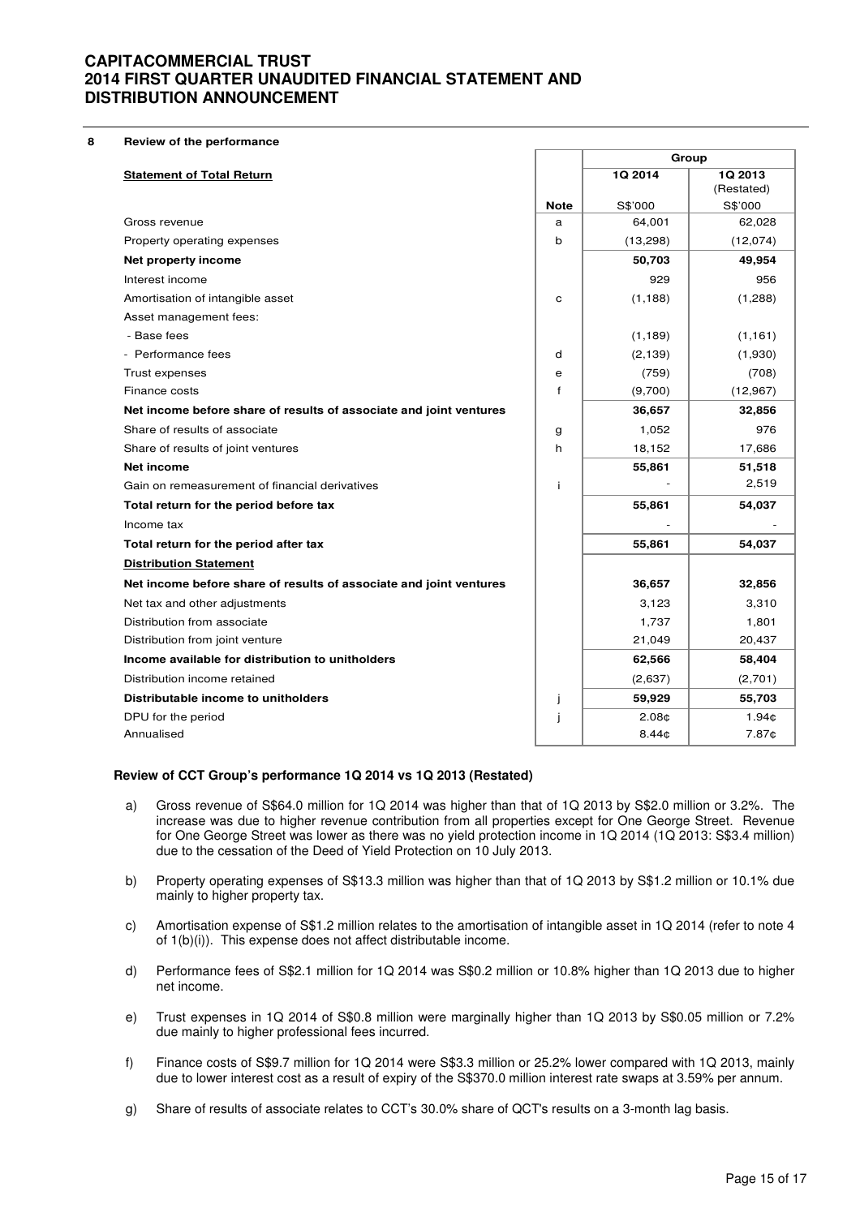## 8 Review of the performance

| Statement of Total Return | Note | Group | |
|---|---|---|---|
| | | 1Q 2014 | 1Q 2013 (Restated) |
| | | S$'000 | S$'000 |
| Gross revenue | a | 64,001 | 62,028 |
| Property operating expenses | b | (13,298) | (12,074) |
| **Net property income** | | **50,703** | **49,954** |
| Interest income | | 929 | 956 |
| Amortisation of intangible asset | c | (1,188) | (1,288) |
| Asset management fees: | | | |
| - Base fees | | (1,189) | (1,161) |
| - Performance fees | d | (2,139) | (1,930) |
| Trust expenses | e | (759) | (708) |
| Finance costs | f | (9,700) | (12,967) |
| **Net income before share of results of associate and joint ventures** | | **36,657** | **32,856** |
| Share of results of associate | g | 1,052 | 976 |
| Share of results of joint ventures | h | 18,152 | 17,686 |
| **Net income** | | **55,861** | **51,518** |
| Gain on remeasurement of financial derivatives | i | - | 2,519 |
| **Total return for the period before tax** | | **55,861** | **54,037** |
| Income tax | | - | - |
| **Total return for the period after tax** | | **55,861** | **54,037** |
| **Distribution Statement** | | | |
| **Net income before share of results of associate and joint ventures** | | **36,657** | **32,856** |
| Net tax and other adjustments | | 3,123 | 3,310 |
| Distribution from associate | | 1,737 | 1,801 |
| Distribution from joint venture | | 21,049 | 20,437 |
| **Income available for distribution to unitholders** | | **62,566** | **58,404** |
| Distribution income retained | | (2,637) | (2,701) |
| **Distributable income to unitholders** | j | **59,929** | **55,703** |
| DPU for the period | j | 2.08¢ | 1.94¢ |
| Annualised | | 8.44¢ | 7.87¢ |

### Review of CCT Group's performance 1Q 2014 vs 1Q 2013 (Restated)

a) Gross revenue of S$64.0 million for 1Q 2014 was higher than that of 1Q 2013 by S$2.0 million or 3.2%. The increase was due to higher revenue contribution from all properties except for One George Street. Revenue for One George Street was lower as there was no yield protection income in 1Q 2014 (1Q 2013: S$3.4 million) due to the cessation of the Deed of Yield Protection on 10 July 2013.

b) Property operating expenses of S$13.3 million was higher than that of 1Q 2013 by S$1.2 million or 10.1% due mainly to higher property tax.

c) Amortisation expense of S$1.2 million relates to the amortisation of intangible asset in 1Q 2014 (refer to note 4 of 1(b)(i)). This expense does not affect distributable income.

d) Performance fees of S$2.1 million for 1Q 2014 was S$0.2 million or 10.8% higher than 1Q 2013 due to higher net income.

e) Trust expenses in 1Q 2014 of S$0.8 million were marginally higher than 1Q 2013 by S$0.05 million or 7.2% due mainly to higher professional fees incurred.

f) Finance costs of S$9.7 million for 1Q 2014 were S$3.3 million or 25.2% lower compared with 1Q 2013, mainly due to lower interest cost as a result of expiry of the S$370.0 million interest rate swaps at 3.59% per annum.

g) Share of results of associate relates to CCT's 30.0% share of QCT's results on a 3-month lag basis.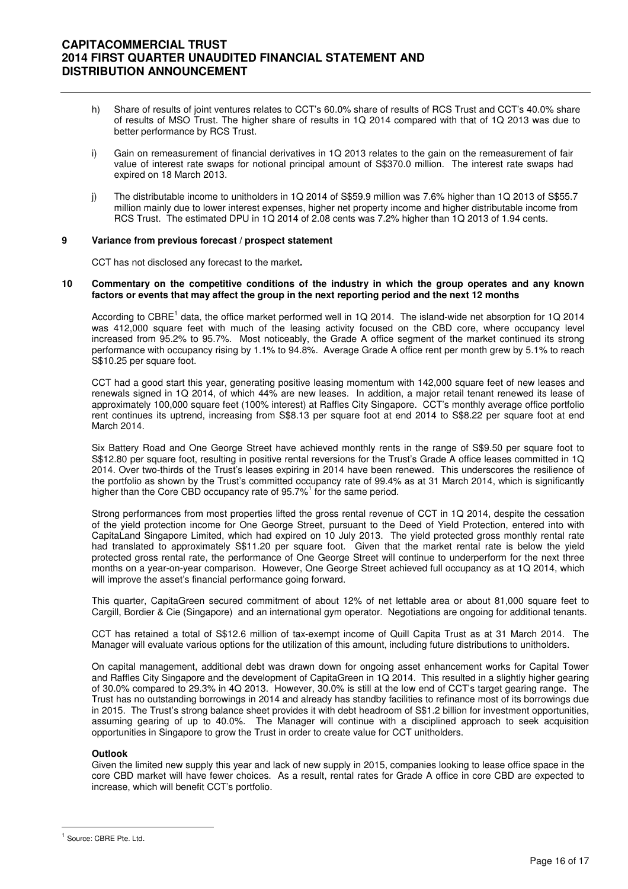h) Share of results of joint ventures relates to CCT's 60.0% share of results of RCS Trust and CCT's 40.0% share of results of MSO Trust. The higher share of results in 1Q 2014 compared with that of 1Q 2013 was due to better performance by RCS Trust.

i) Gain on remeasurement of financial derivatives in 1Q 2013 relates to the gain on the remeasurement of fair value of interest rate swaps for notional principal amount of S$370.0 million. The interest rate swaps had expired on 18 March 2013.

j) The distributable income to unitholders in 1Q 2014 of S$59.9 million was 7.6% higher than 1Q 2013 of S$55.7 million mainly due to lower interest expenses, higher net property income and higher distributable income from RCS Trust. The estimated DPU in 1Q 2014 of 2.08 cents was 7.2% higher than 1Q 2013 of 1.94 cents.

## 9 Variance from previous forecast / prospect statement

CCT has not disclosed any forecast to the market**.**

## 10 Commentary on the competitive conditions of the industry in which the group operates and any known factors or events that may affect the group in the next reporting period and the next 12 months

According to CBRE[1] data, the office market performed well in 1Q 2014. The island-wide net absorption for 1Q 2014 was 412,000 square feet with much of the leasing activity focused on the CBD core, where occupancy level increased from 95.2% to 95.7%. Most noticeably, the Grade A office segment of the market continued its strong performance with occupancy rising by 1.1% to 94.8%. Average Grade A office rent per month grew by 5.1% to reach S$10.25 per square foot.

CCT had a good start this year, generating positive leasing momentum with 142,000 square feet of new leases and renewals signed in 1Q 2014, of which 44% are new leases. In addition, a major retail tenant renewed its lease of approximately 100,000 square feet (100% interest) at Raffles City Singapore. CCT's monthly average office portfolio rent continues its uptrend, increasing from S$8.13 per square foot at end 2014 to S$8.22 per square foot at end March 2014.

Six Battery Road and One George Street have achieved monthly rents in the range of S$9.50 per square foot to S$12.80 per square foot, resulting in positive rental reversions for the Trust's Grade A office leases committed in 1Q 2014. Over two-thirds of the Trust's leases expiring in 2014 have been renewed. This underscores the resilience of the portfolio as shown by the Trust's committed occupancy rate of 99.4% as at 31 March 2014, which is significantly higher than the Core CBD occupancy rate of 95.7%[1] for the same period.

Strong performances from most properties lifted the gross rental revenue of CCT in 1Q 2014, despite the cessation of the yield protection income for One George Street, pursuant to the Deed of Yield Protection, entered into with CapitaLand Singapore Limited, which had expired on 10 July 2013. The yield protected gross monthly rental rate had translated to approximately S$11.20 per square foot. Given that the market rental rate is below the yield protected gross rental rate, the performance of One George Street will continue to underperform for the next three months on a year-on-year comparison. However, One George Street achieved full occupancy as at 1Q 2014, which will improve the asset's financial performance going forward.

This quarter, CapitaGreen secured commitment of about 12% of net lettable area or about 81,000 square feet to Cargill, Bordier & Cie (Singapore) and an international gym operator. Negotiations are ongoing for additional tenants.

CCT has retained a total of S$12.6 million of tax-exempt income of Quill Capita Trust as at 31 March 2014. The Manager will evaluate various options for the utilization of this amount, including future distributions to unitholders.

On capital management, additional debt was drawn down for ongoing asset enhancement works for Capital Tower and Raffles City Singapore and the development of CapitaGreen in 1Q 2014. This resulted in a slightly higher gearing of 30.0% compared to 29.3% in 4Q 2013. However, 30.0% is still at the low end of CCT's target gearing range. The Trust has no outstanding borrowings in 2014 and already has standby facilities to refinance most of its borrowings due in 2015. The Trust's strong balance sheet provides it with debt headroom of S$1.2 billion for investment opportunities, assuming gearing of up to 40.0%. The Manager will continue with a disciplined approach to seek acquisition opportunities in Singapore to grow the Trust in order to create value for CCT unitholders.

**Outlook**

Given the limited new supply this year and lack of new supply in 2015, companies looking to lease office space in the core CBD market will have fewer choices. As a result, rental rates for Grade A office in core CBD are expected to increase, which will benefit CCT's portfolio.

[1] Source: CBRE Pte. Ltd.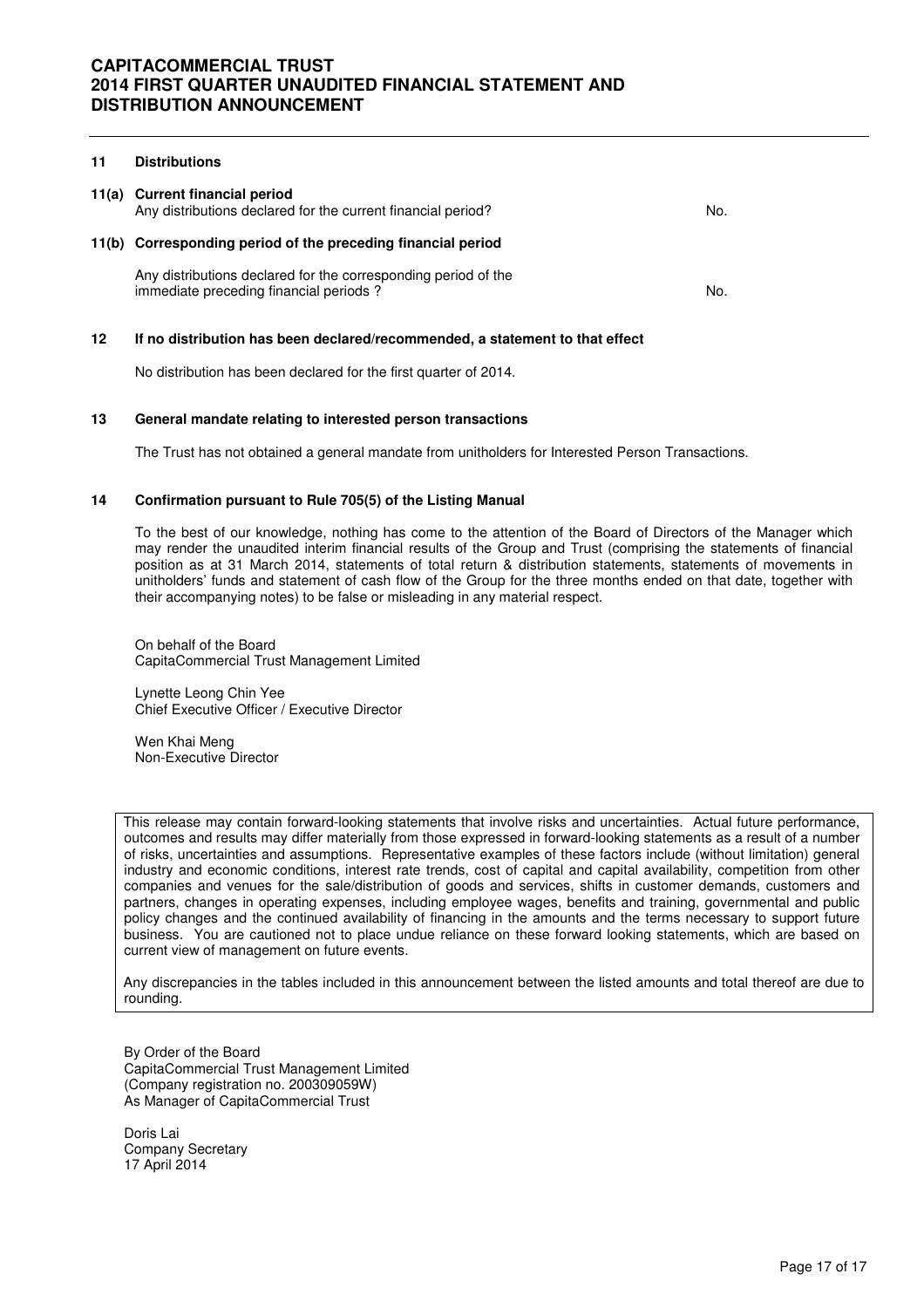## 11 Distributions

### 11(a) Current financial period

| | |
|---|---|
| Any distributions declared for the current financial period? | No. |

### 11(b) Corresponding period of the preceding financial period

| | |
|---|---|
| Any distributions declared for the corresponding period of the immediate preceding financial periods ? | No. |

## 12 If no distribution has been declared/recommended, a statement to that effect

No distribution has been declared for the first quarter of 2014.

## 13 General mandate relating to interested person transactions

The Trust has not obtained a general mandate from unitholders for Interested Person Transactions.

## 14 Confirmation pursuant to Rule 705(5) of the Listing Manual

To the best of our knowledge, nothing has come to the attention of the Board of Directors of the Manager which may render the unaudited interim financial results of the Group and Trust (comprising the statements of financial position as at 31 March 2014, statements of total return & distribution statements, statements of movements in unitholders' funds and statement of cash flow of the Group for the three months ended on that date, together with their accompanying notes) to be false or misleading in any material respect.

On behalf of the Board
CapitaCommercial Trust Management Limited

Lynette Leong Chin Yee
Chief Executive Officer / Executive Director

Wen Khai Meng
Non-Executive Director

This release may contain forward-looking statements that involve risks and uncertainties. Actual future performance, outcomes and results may differ materially from those expressed in forward-looking statements as a result of a number of risks, uncertainties and assumptions. Representative examples of these factors include (without limitation) general industry and economic conditions, interest rate trends, cost of capital and capital availability, competition from other companies and venues for the sale/distribution of goods and services, shifts in customer demands, customers and partners, changes in operating expenses, including employee wages, benefits and training, governmental and public policy changes and the continued availability of financing in the amounts and the terms necessary to support future business. You are cautioned not to place undue reliance on these forward looking statements, which are based on current view of management on future events.

Any discrepancies in the tables included in this announcement between the listed amounts and total thereof are due to rounding.

By Order of the Board
CapitaCommercial Trust Management Limited
(Company registration no. 200309059W)
As Manager of CapitaCommercial Trust

Doris Lai
Company Secretary
17 April 2014